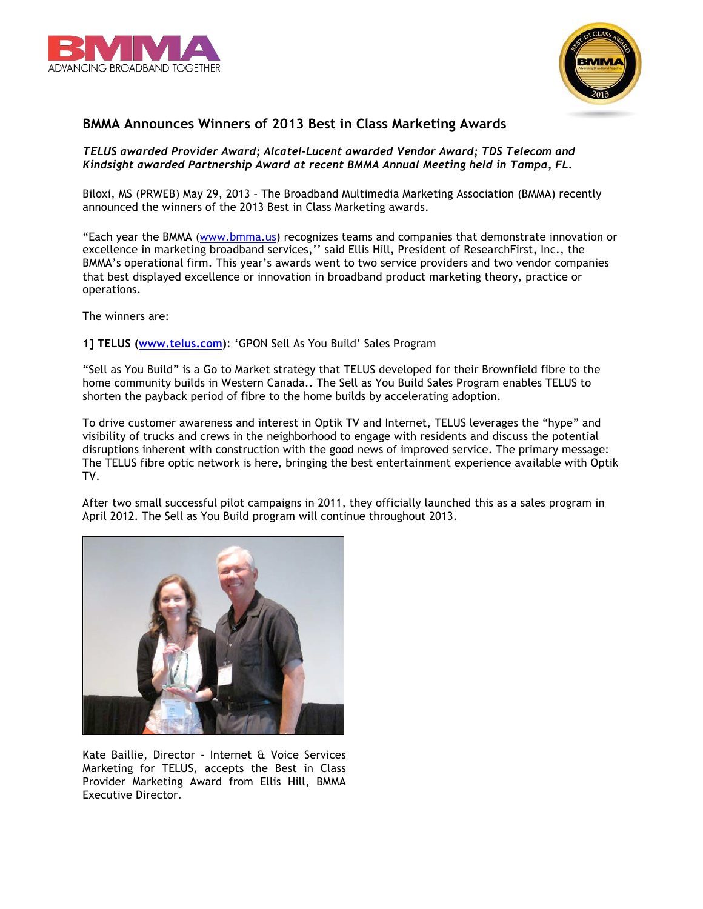# BMMA Announces Winners of 2013 Best in Class Marketing Awards

***TELUS awarded Provider Award; Alcatel-Lucent awarded Vendor Award; TDS Telecom and Kindsight awarded Partnership Award at recent BMMA Annual Meeting held in Tampa, FL.***

Biloxi, MS (PRWEB) May 29, 2013 – The Broadband Multimedia Marketing Association (BMMA) recently announced the winners of the 2013 Best in Class Marketing awards.

"Each year the BMMA (www.bmma.us) recognizes teams and companies that demonstrate innovation or excellence in marketing broadband services,'' said Ellis Hill, President of ResearchFirst, Inc., the BMMA's operational firm. This year's awards went to two service providers and two vendor companies that best displayed excellence or innovation in broadband product marketing theory, practice or operations.

The winners are:

**1] TELUS (www.telus.com)**: 'GPON Sell As You Build' Sales Program

"Sell as You Build" is a Go to Market strategy that TELUS developed for their Brownfield fibre to the home community builds in Western Canada.. The Sell as You Build Sales Program enables TELUS to shorten the payback period of fibre to the home builds by accelerating adoption.

To drive customer awareness and interest in Optik TV and Internet, TELUS leverages the "hype" and visibility of trucks and crews in the neighborhood to engage with residents and discuss the potential disruptions inherent with construction with the good news of improved service. The primary message: The TELUS fibre optic network is here, bringing the best entertainment experience available with Optik TV.

After two small successful pilot campaigns in 2011, they officially launched this as a sales program in April 2012. The Sell as You Build program will continue throughout 2013.

Kate Baillie, Director - Internet & Voice Services Marketing for TELUS, accepts the Best in Class Provider Marketing Award from Ellis Hill, BMMA Executive Director.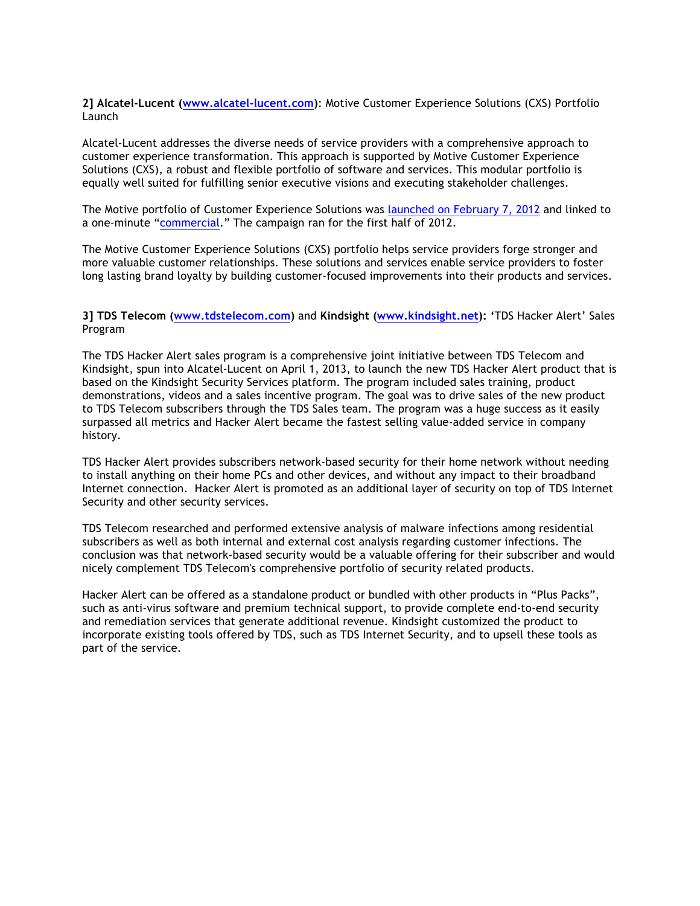**2] Alcatel-Lucent (www.alcatel-lucent.com)**: Motive Customer Experience Solutions (CXS) Portfolio Launch

Alcatel-Lucent addresses the diverse needs of service providers with a comprehensive approach to customer experience transformation. This approach is supported by Motive Customer Experience Solutions (CXS), a robust and flexible portfolio of software and services. This modular portfolio is equally well suited for fulfilling senior executive visions and executing stakeholder challenges.

The Motive portfolio of Customer Experience Solutions was launched on February 7, 2012 and linked to a one-minute "commercial." The campaign ran for the first half of 2012.

The Motive Customer Experience Solutions (CXS) portfolio helps service providers forge stronger and more valuable customer relationships. These solutions and services enable service providers to foster long lasting brand loyalty by building customer-focused improvements into their products and services.

**3] TDS Telecom (www.tdstelecom.com)** and **Kindsight (www.kindsight.net):** 'TDS Hacker Alert' Sales Program

The TDS Hacker Alert sales program is a comprehensive joint initiative between TDS Telecom and Kindsight, spun into Alcatel-Lucent on April 1, 2013, to launch the new TDS Hacker Alert product that is based on the Kindsight Security Services platform. The program included sales training, product demonstrations, videos and a sales incentive program. The goal was to drive sales of the new product to TDS Telecom subscribers through the TDS Sales team. The program was a huge success as it easily surpassed all metrics and Hacker Alert became the fastest selling value-added service in company history.

TDS Hacker Alert provides subscribers network-based security for their home network without needing to install anything on their home PCs and other devices, and without any impact to their broadband Internet connection. Hacker Alert is promoted as an additional layer of security on top of TDS Internet Security and other security services.

TDS Telecom researched and performed extensive analysis of malware infections among residential subscribers as well as both internal and external cost analysis regarding customer infections. The conclusion was that network-based security would be a valuable offering for their subscriber and would nicely complement TDS Telecom's comprehensive portfolio of security related products.

Hacker Alert can be offered as a standalone product or bundled with other products in "Plus Packs", such as anti-virus software and premium technical support, to provide complete end-to-end security and remediation services that generate additional revenue. Kindsight customized the product to incorporate existing tools offered by TDS, such as TDS Internet Security, and to upsell these tools as part of the service.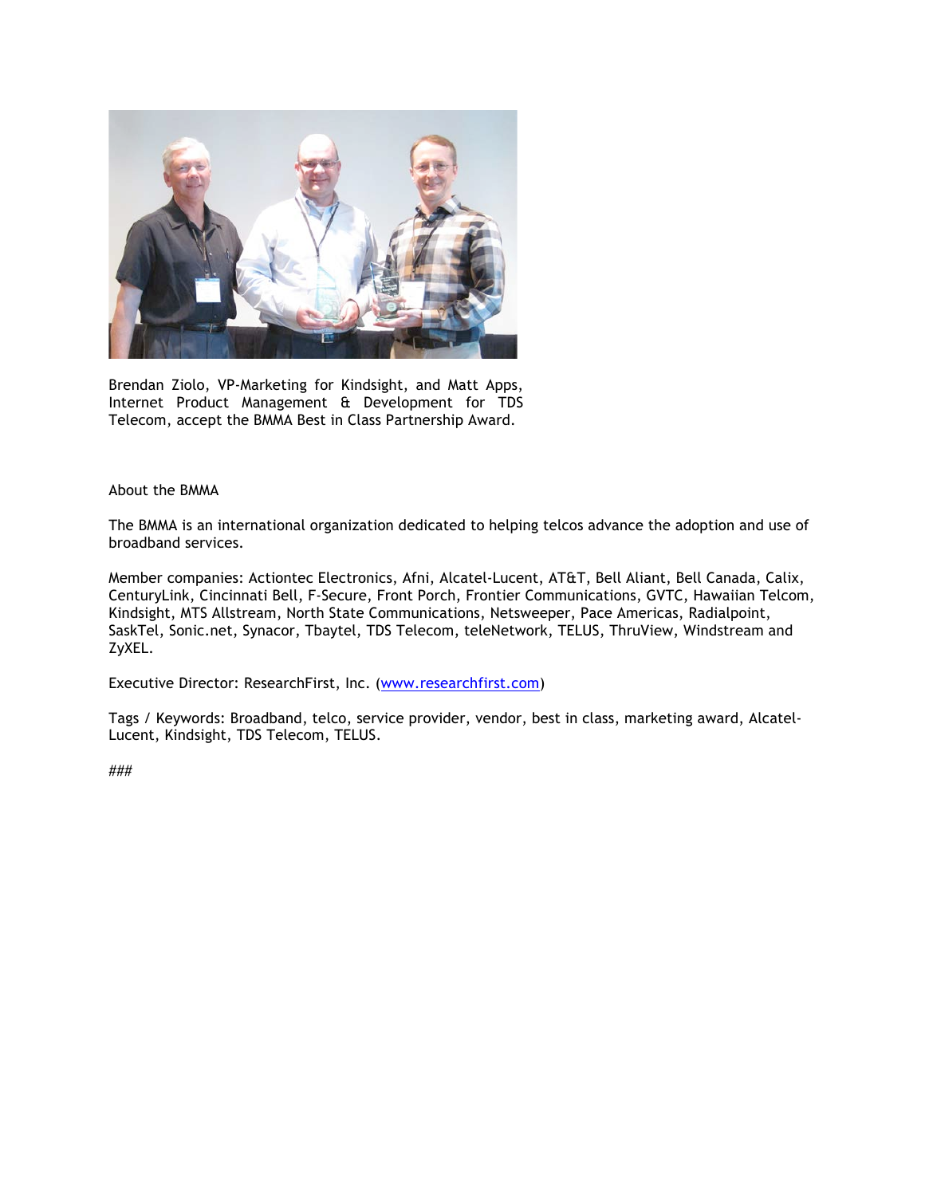Brendan Ziolo, VP-Marketing for Kindsight, and Matt Apps, Internet Product Management & Development for TDS Telecom, accept the BMMA Best in Class Partnership Award.

About the BMMA

The BMMA is an international organization dedicated to helping telcos advance the adoption and use of broadband services.

Member companies: Actiontec Electronics, Afni, Alcatel-Lucent, AT&T, Bell Aliant, Bell Canada, Calix, CenturyLink, Cincinnati Bell, F-Secure, Front Porch, Frontier Communications, GVTC, Hawaiian Telcom, Kindsight, MTS Allstream, North State Communications, Netsweeper, Pace Americas, Radialpoint, SaskTel, Sonic.net, Synacor, Tbaytel, TDS Telecom, teleNetwork, TELUS, ThruView, Windstream and ZyXEL.

Executive Director: ResearchFirst, Inc. (www.researchfirst.com)

Tags / Keywords: Broadband, telco, service provider, vendor, best in class, marketing award, Alcatel-Lucent, Kindsight, TDS Telecom, TELUS.

###